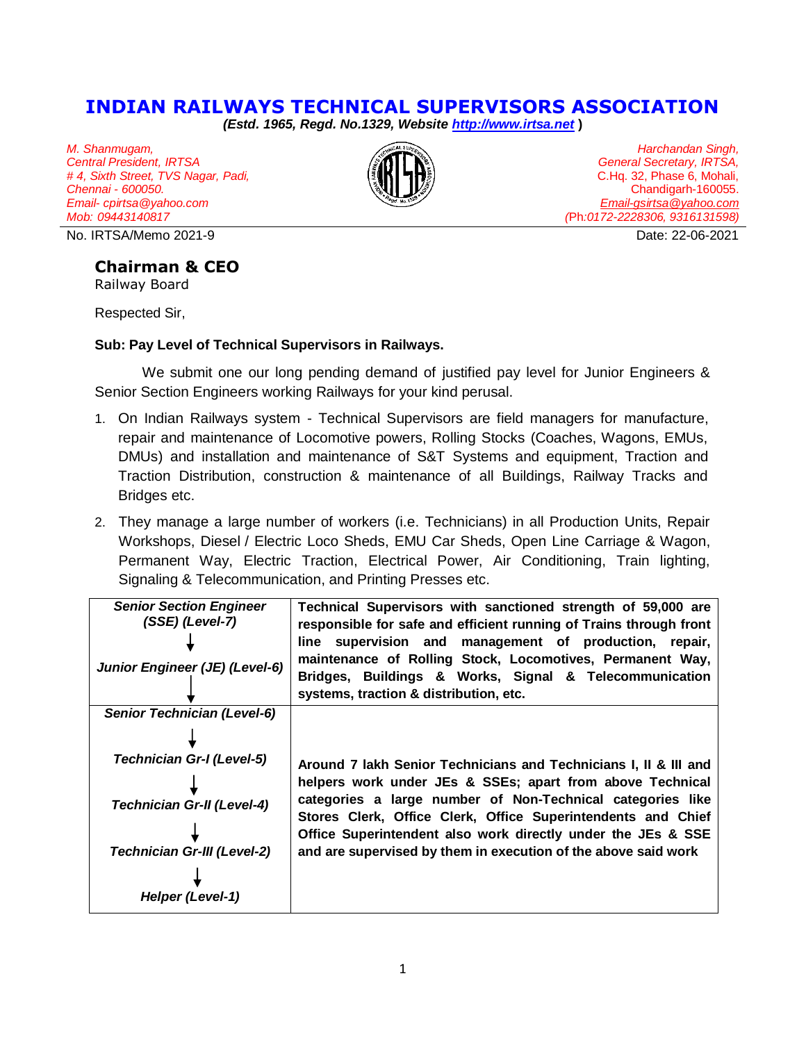# INDIAN RAILWAYS TECHNICAL SUPERVISORS ASSOCIATION

***(Estd. 1965, Regd. No.1329, Website [http://www.irtsa.net](http://www.irtsa.net) )***

*M. Shanmugam,*
*Central President, IRTSA*
*# 4, Sixth Street, TVS Nagar, Padi,*
*Chennai - 600050.*
*Email- cpirtsa@yahoo.com*
*Mob: 09443140817*

*Harchandan Singh,*
*General Secretary, IRTSA,*
C.Hq. 32, Phase 6, Mohali,
Chandigarh-160055.
*Email-gsirtsa@yahoo.com*
*(Ph:0172-2228306, 9316131598)*

No. IRTSA/Memo 2021-9 Date: 22-06-2021

**Chairman & CEO**
Railway Board

Respected Sir,

**Sub: Pay Level of Technical Supervisors in Railways.**

We submit one our long pending demand of justified pay level for Junior Engineers & Senior Section Engineers working Railways for your kind perusal.

1. On Indian Railways system - Technical Supervisors are field managers for manufacture, repair and maintenance of Locomotive powers, Rolling Stocks (Coaches, Wagons, EMUs, DMUs) and installation and maintenance of S&T Systems and equipment, Traction and Traction Distribution, construction & maintenance of all Buildings, Railway Tracks and Bridges etc.

2. They manage a large number of workers (i.e. Technicians) in all Production Units, Repair Workshops, Diesel / Electric Loco Sheds, EMU Car Sheds, Open Line Carriage & Wagon, Permanent Way, Electric Traction, Electrical Power, Air Conditioning, Train lighting, Signaling & Telecommunication, and Printing Presses etc.

| | |
|---|---|
| ***Senior Section Engineer (SSE) (Level-7)*** ↓ ***Junior Engineer (JE) (Level-6)*** ↓ | **Technical Supervisors with sanctioned strength of 59,000 are responsible for safe and efficient running of Trains through front line supervision and management of production, repair, maintenance of Rolling Stock, Locomotives, Permanent Way, Bridges, Buildings & Works, Signal & Telecommunication systems, traction & distribution, etc.** |
| ***Senior Technician (Level-6)*** ↓ ***Technician Gr-I (Level-5)*** ↓ ***Technician Gr-II (Level-4)*** ↓ ***Technician Gr-III (Level-2)*** ↓ ***Helper (Level-1)*** | **Around 7 lakh Senior Technicians and Technicians I, II & III and helpers work under JEs & SSEs; apart from above Technical categories a large number of Non-Technical categories like Stores Clerk, Office Clerk, Office Superintendents and Chief Office Superintendent also work directly under the JEs & SSE and are supervised by them in execution of the above said work** |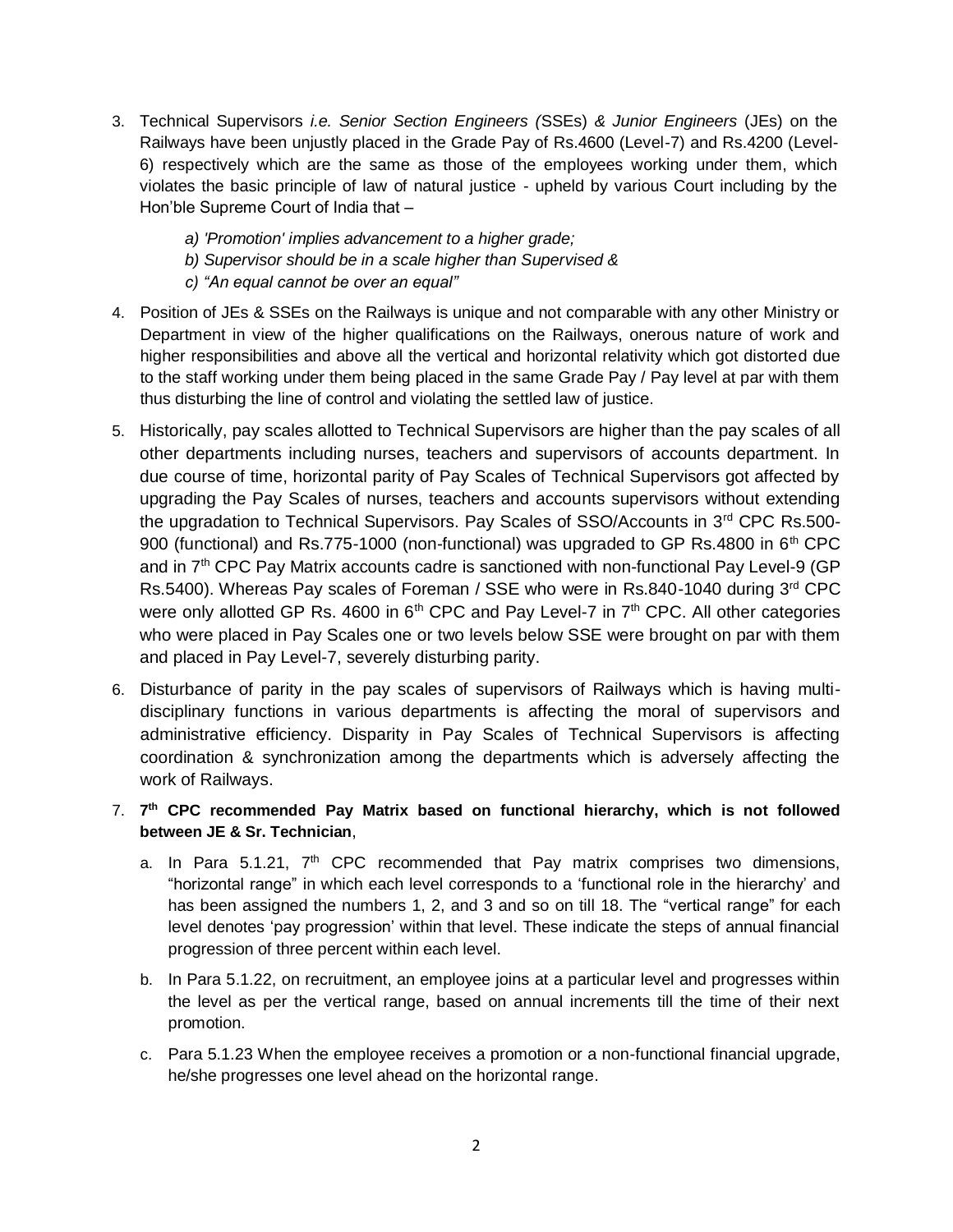3. Technical Supervisors *i.e. Senior Section Engineers (*SSEs) *& Junior Engineers* (JEs) on the Railways have been unjustly placed in the Grade Pay of Rs.4600 (Level-7) and Rs.4200 (Level-6) respectively which are the same as those of the employees working under them, which violates the basic principle of law of natural justice - upheld by various Court including by the Hon'ble Supreme Court of India that –

   *a) 'Promotion' implies advancement to a higher grade;*
   *b) Supervisor should be in a scale higher than Supervised &*
   *c) "An equal cannot be over an equal"*

4. Position of JEs & SSEs on the Railways is unique and not comparable with any other Ministry or Department in view of the higher qualifications on the Railways, onerous nature of work and higher responsibilities and above all the vertical and horizontal relativity which got distorted due to the staff working under them being placed in the same Grade Pay / Pay level at par with them thus disturbing the line of control and violating the settled law of justice.

5. Historically, pay scales allotted to Technical Supervisors are higher than the pay scales of all other departments including nurses, teachers and supervisors of accounts department. In due course of time, horizontal parity of Pay Scales of Technical Supervisors got affected by upgrading the Pay Scales of nurses, teachers and accounts supervisors without extending the upgradation to Technical Supervisors. Pay Scales of SSO/Accounts in 3rd CPC Rs.500-900 (functional) and Rs.775-1000 (non-functional) was upgraded to GP Rs.4800 in 6th CPC and in 7th CPC Pay Matrix accounts cadre is sanctioned with non-functional Pay Level-9 (GP Rs.5400). Whereas Pay scales of Foreman / SSE who were in Rs.840-1040 during 3rd CPC were only allotted GP Rs. 4600 in 6th CPC and Pay Level-7 in 7th CPC. All other categories who were placed in Pay Scales one or two levels below SSE were brought on par with them and placed in Pay Level-7, severely disturbing parity.

6. Disturbance of parity in the pay scales of supervisors of Railways which is having multi-disciplinary functions in various departments is affecting the moral of supervisors and administrative efficiency. Disparity in Pay Scales of Technical Supervisors is affecting coordination & synchronization among the departments which is adversely affecting the work of Railways.

7. **7th CPC recommended Pay Matrix based on functional hierarchy, which is not followed between JE & Sr. Technician**,

   a. In Para 5.1.21, 7th CPC recommended that Pay matrix comprises two dimensions, "horizontal range" in which each level corresponds to a 'functional role in the hierarchy' and has been assigned the numbers 1, 2, and 3 and so on till 18. The "vertical range" for each level denotes 'pay progression' within that level. These indicate the steps of annual financial progression of three percent within each level.

   b. In Para 5.1.22, on recruitment, an employee joins at a particular level and progresses within the level as per the vertical range, based on annual increments till the time of their next promotion.

   c. Para 5.1.23 When the employee receives a promotion or a non-functional financial upgrade, he/she progresses one level ahead on the horizontal range.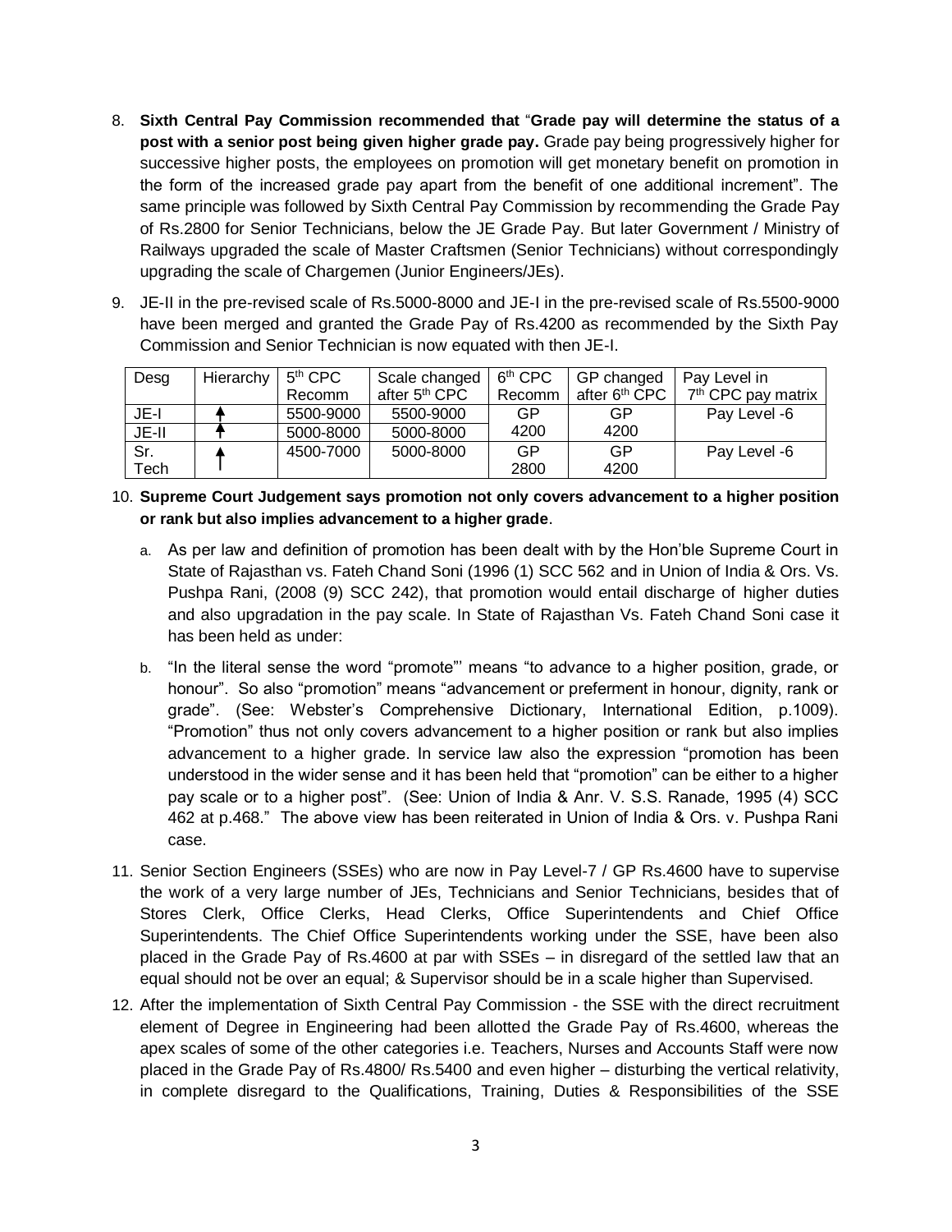8. **Sixth Central Pay Commission recommended that** "**Grade pay will determine the status of a post with a senior post being given higher grade pay.** Grade pay being progressively higher for successive higher posts, the employees on promotion will get monetary benefit on promotion in the form of the increased grade pay apart from the benefit of one additional increment". The same principle was followed by Sixth Central Pay Commission by recommending the Grade Pay of Rs.2800 for Senior Technicians, below the JE Grade Pay. But later Government / Ministry of Railways upgraded the scale of Master Craftsmen (Senior Technicians) without correspondingly upgrading the scale of Chargemen (Junior Engineers/JEs).

9. JE-II in the pre-revised scale of Rs.5000-8000 and JE-I in the pre-revised scale of Rs.5500-9000 have been merged and granted the Grade Pay of Rs.4200 as recommended by the Sixth Pay Commission and Senior Technician is now equated with then JE-I.

| Desg | Hierarchy | 5th CPC Recomm | Scale changed after 5th CPC | 6th CPC Recomm | GP changed after 6th CPC | Pay Level in 7th CPC pay matrix |
|---|---|---|---|---|---|---|
| JE-I | ↑ | 5500-9000 | 5500-9000 | GP 4200 | GP 4200 | Pay Level -6 |
| JE-II | ↑ | 5000-8000 | 5000-8000 | | | |
| Sr. Tech | ↑ | 4500-7000 | 5000-8000 | GP 2800 | GP 4200 | Pay Level -6 |

10. **Supreme Court Judgement says promotion not only covers advancement to a higher position or rank but also implies advancement to a higher grade**.

    a. As per law and definition of promotion has been dealt with by the Hon'ble Supreme Court in State of Rajasthan vs. Fateh Chand Soni (1996 (1) SCC 562 and in Union of India & Ors. Vs. Pushpa Rani, (2008 (9) SCC 242), that promotion would entail discharge of higher duties and also upgradation in the pay scale. In State of Rajasthan Vs. Fateh Chand Soni case it has been held as under:

    b. "In the literal sense the word "promote"' means "to advance to a higher position, grade, or honour". So also "promotion" means "advancement or preferment in honour, dignity, rank or grade". (See: Webster's Comprehensive Dictionary, International Edition, p.1009). "Promotion" thus not only covers advancement to a higher position or rank but also implies advancement to a higher grade. In service law also the expression "promotion has been understood in the wider sense and it has been held that "promotion" can be either to a higher pay scale or to a higher post". (See: Union of India & Anr. V. S.S. Ranade, 1995 (4) SCC 462 at p.468." The above view has been reiterated in Union of India & Ors. v. Pushpa Rani case.

11. Senior Section Engineers (SSEs) who are now in Pay Level-7 / GP Rs.4600 have to supervise the work of a very large number of JEs, Technicians and Senior Technicians, besides that of Stores Clerk, Office Clerks, Head Clerks, Office Superintendents and Chief Office Superintendents. The Chief Office Superintendents working under the SSE, have been also placed in the Grade Pay of Rs.4600 at par with SSEs – in disregard of the settled law that an equal should not be over an equal; & Supervisor should be in a scale higher than Supervised.

12. After the implementation of Sixth Central Pay Commission - the SSE with the direct recruitment element of Degree in Engineering had been allotted the Grade Pay of Rs.4600, whereas the apex scales of some of the other categories i.e. Teachers, Nurses and Accounts Staff were now placed in the Grade Pay of Rs.4800/ Rs.5400 and even higher – disturbing the vertical relativity, in complete disregard to the Qualifications, Training, Duties & Responsibilities of the SSE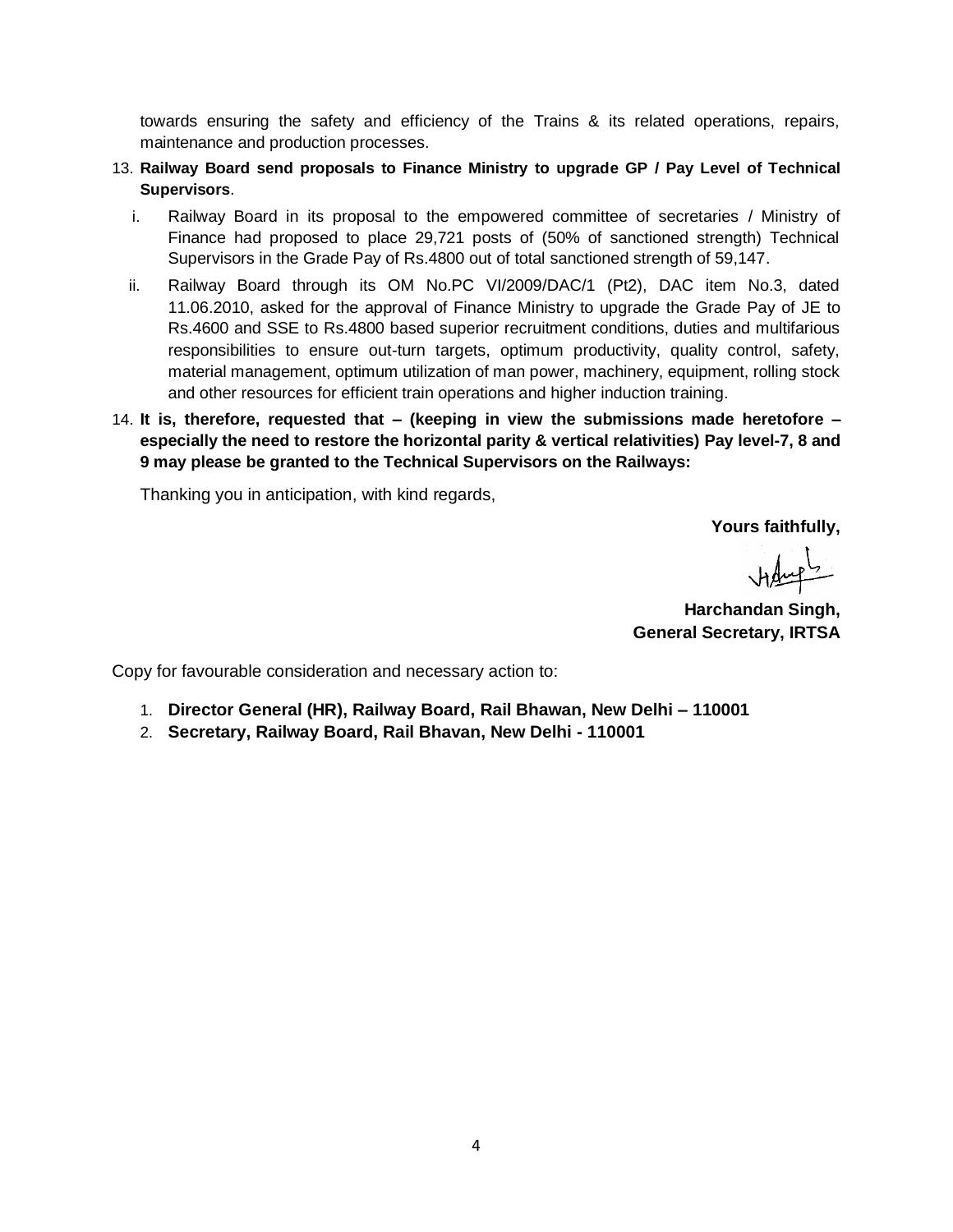towards ensuring the safety and efficiency of the Trains & its related operations, repairs, maintenance and production processes.

13. **Railway Board send proposals to Finance Ministry to upgrade GP / Pay Level of Technical Supervisors**.
    1. Railway Board in its proposal to the empowered committee of secretaries / Ministry of Finance had proposed to place 29,721 posts of (50% of sanctioned strength) Technical Supervisors in the Grade Pay of Rs.4800 out of total sanctioned strength of 59,147.
    2. Railway Board through its OM No.PC VI/2009/DAC/1 (Pt2), DAC item No.3, dated 11.06.2010, asked for the approval of Finance Ministry to upgrade the Grade Pay of JE to Rs.4600 and SSE to Rs.4800 based superior recruitment conditions, duties and multifarious responsibilities to ensure out-turn targets, optimum productivity, quality control, safety, material management, optimum utilization of man power, machinery, equipment, rolling stock and other resources for efficient train operations and higher induction training.
14. **It is, therefore, requested that – (keeping in view the submissions made heretofore – especially the need to restore the horizontal parity & vertical relativities) Pay level-7, 8 and 9 may please be granted to the Technical Supervisors on the Railways:**

Thanking you in anticipation, with kind regards,

**Yours faithfully,**

**Harchandan Singh,**
**General Secretary, IRTSA**

Copy for favourable consideration and necessary action to:

1. **Director General (HR), Railway Board, Rail Bhawan, New Delhi – 110001**
2. **Secretary, Railway Board, Rail Bhavan, New Delhi - 110001**